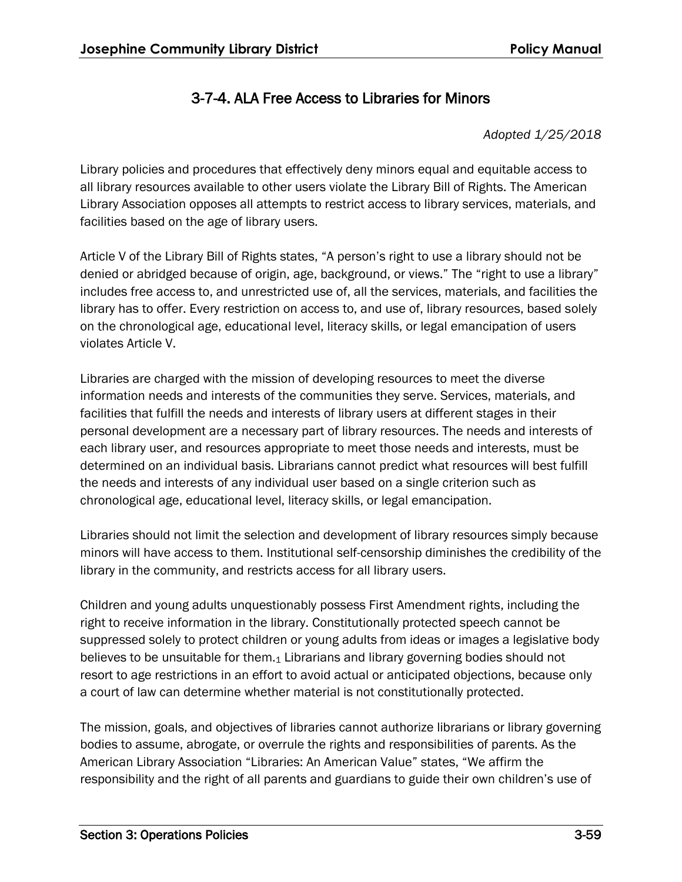# 3-7-4. ALA Free Access to Libraries for Minors

*Adopted 1/25/2018*

Library policies and procedures that effectively deny minors equal and equitable access to all library resources available to other users violate the Library Bill of Rights. The American Library Association opposes all attempts to restrict access to library services, materials, and facilities based on the age of library users.

Article V of the Library Bill of Rights states, "A person's right to use a library should not be denied or abridged because of origin, age, background, or views." The "right to use a library" includes free access to, and unrestricted use of, all the services, materials, and facilities the library has to offer. Every restriction on access to, and use of, library resources, based solely on the chronological age, educational level, literacy skills, or legal emancipation of users violates Article V.

Libraries are charged with the mission of developing resources to meet the diverse information needs and interests of the communities they serve. Services, materials, and facilities that fulfill the needs and interests of library users at different stages in their personal development are a necessary part of library resources. The needs and interests of each library user, and resources appropriate to meet those needs and interests, must be determined on an individual basis. Librarians cannot predict what resources will best fulfill the needs and interests of any individual user based on a single criterion such as chronological age, educational level, literacy skills, or legal emancipation.

Libraries should not limit the selection and development of library resources simply because minors will have access to them. Institutional self-censorship diminishes the credibility of the library in the community, and restricts access for all library users.

Children and young adults unquestionably possess First Amendment rights, including the right to receive information in the library. Constitutionally protected speech cannot be suppressed solely to protect children or young adults from ideas or images a legislative body believes to be unsuitable for them.[1] Librarians and library governing bodies should not resort to age restrictions in an effort to avoid actual or anticipated objections, because only a court of law can determine whether material is not constitutionally protected.

The mission, goals, and objectives of libraries cannot authorize librarians or library governing bodies to assume, abrogate, or overrule the rights and responsibilities of parents. As the American Library Association "Libraries: An American Value" states, "We affirm the responsibility and the right of all parents and guardians to guide their own children's use of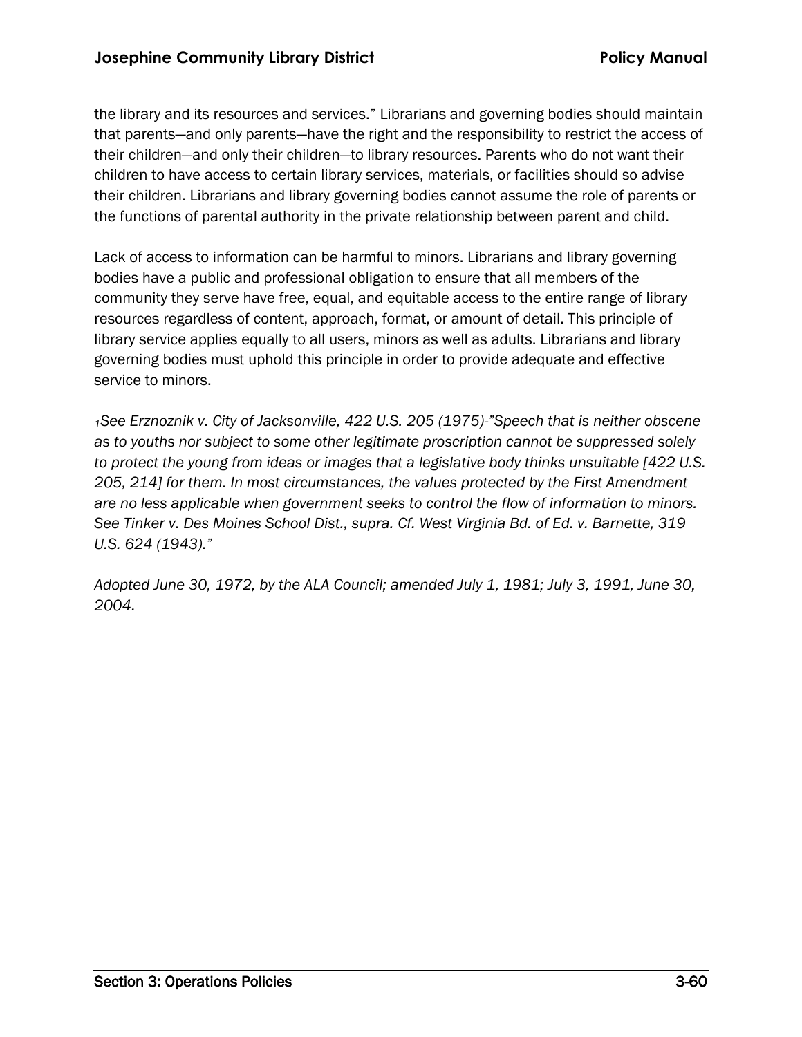the library and its resources and services." Librarians and governing bodies should maintain that parents—and only parents—have the right and the responsibility to restrict the access of their children—and only their children—to library resources. Parents who do not want their children to have access to certain library services, materials, or facilities should so advise their children. Librarians and library governing bodies cannot assume the role of parents or the functions of parental authority in the private relationship between parent and child.

Lack of access to information can be harmful to minors. Librarians and library governing bodies have a public and professional obligation to ensure that all members of the community they serve have free, equal, and equitable access to the entire range of library resources regardless of content, approach, format, or amount of detail. This principle of library service applies equally to all users, minors as well as adults. Librarians and library governing bodies must uphold this principle in order to provide adequate and effective service to minors.

*[1]See Erznoznik v. City of Jacksonville, 422 U.S. 205 (1975)-"Speech that is neither obscene as to youths nor subject to some other legitimate proscription cannot be suppressed solely to protect the young from ideas or images that a legislative body thinks unsuitable [422 U.S. 205, 214] for them. In most circumstances, the values protected by the First Amendment are no less applicable when government seeks to control the flow of information to minors. See Tinker v. Des Moines School Dist., supra. Cf. West Virginia Bd. of Ed. v. Barnette, 319 U.S. 624 (1943)."*

*Adopted June 30, 1972, by the ALA Council; amended July 1, 1981; July 3, 1991, June 30, 2004.*